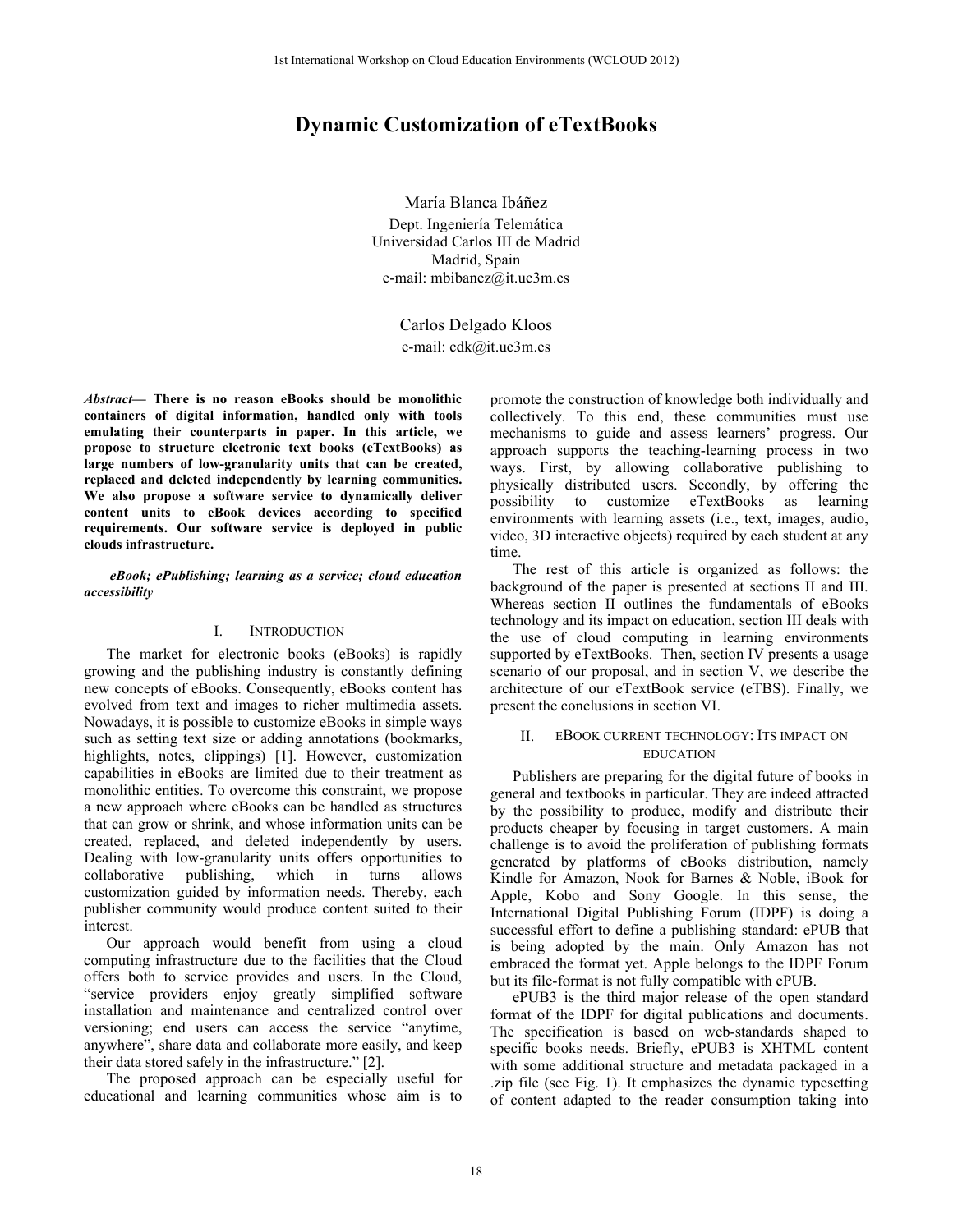# Dynamic Customization of eTextBooks

María Blanca Ibáñez
Dept. Ingeniería Telemática
Universidad Carlos III de Madrid
Madrid, Spain
e-mail: mbibanez@it.uc3m.es

Carlos Delgado Kloos
e-mail: cdk@it.uc3m.es

***Abstract*— There is no reason eBooks should be monolithic containers of digital information, handled only with tools emulating their counterparts in paper. In this article, we propose to structure electronic text books (eTextBooks) as large numbers of low-granularity units that can be created, replaced and deleted independently by learning communities. We also propose a software service to dynamically deliver content units to eBook devices according to specified requirements. Our software service is deployed in public clouds infrastructure.**

***eBook; ePublishing; learning as a service; cloud education accessibility***

## I. Introduction

The market for electronic books (eBooks) is rapidly growing and the publishing industry is constantly defining new concepts of eBooks. Consequently, eBooks content has evolved from text and images to richer multimedia assets. Nowadays, it is possible to customize eBooks in simple ways such as setting text size or adding annotations (bookmarks, highlights, notes, clippings) [1]. However, customization capabilities in eBooks are limited due to their treatment as monolithic entities. To overcome this constraint, we propose a new approach where eBooks can be handled as structures that can grow or shrink, and whose information units can be created, replaced, and deleted independently by users. Dealing with low-granularity units offers opportunities to collaborative publishing, which in turns allows customization guided by information needs. Thereby, each publisher community would produce content suited to their interest.

Our approach would benefit from using a cloud computing infrastructure due to the facilities that the Cloud offers both to service provides and users. In the Cloud, "service providers enjoy greatly simplified software installation and maintenance and centralized control over versioning; end users can access the service "anytime, anywhere", share data and collaborate more easily, and keep their data stored safely in the infrastructure." [2].

The proposed approach can be especially useful for educational and learning communities whose aim is to promote the construction of knowledge both individually and collectively. To this end, these communities must use mechanisms to guide and assess learners' progress. Our approach supports the teaching-learning process in two ways. First, by allowing collaborative publishing to physically distributed users. Secondly, by offering the possibility to customize eTextBooks as learning environments with learning assets (i.e., text, images, audio, video, 3D interactive objects) required by each student at any time.

The rest of this article is organized as follows: the background of the paper is presented at sections II and III. Whereas section II outlines the fundamentals of eBooks technology and its impact on education, section III deals with the use of cloud computing in learning environments supported by eTextBooks. Then, section IV presents a usage scenario of our proposal, and in section V, we describe the architecture of our eTextBook service (eTBS). Finally, we present the conclusions in section VI.

## II. eBook current technology: Its impact on education

Publishers are preparing for the digital future of books in general and textbooks in particular. They are indeed attracted by the possibility to produce, modify and distribute their products cheaper by focusing in target customers. A main challenge is to avoid the proliferation of publishing formats generated by platforms of eBooks distribution, namely Kindle for Amazon, Nook for Barnes & Noble, iBook for Apple, Kobo and Sony Google. In this sense, the International Digital Publishing Forum (IDPF) is doing a successful effort to define a publishing standard: ePUB that is being adopted by the main. Only Amazon has not embraced the format yet. Apple belongs to the IDPF Forum but its file-format is not fully compatible with ePUB.

ePUB3 is the third major release of the open standard format of the IDPF for digital publications and documents. The specification is based on web-standards shaped to specific books needs. Briefly, ePUB3 is XHTML content with some additional structure and metadata packaged in a .zip file (see Fig. 1). It emphasizes the dynamic typesetting of content adapted to the reader consumption taking into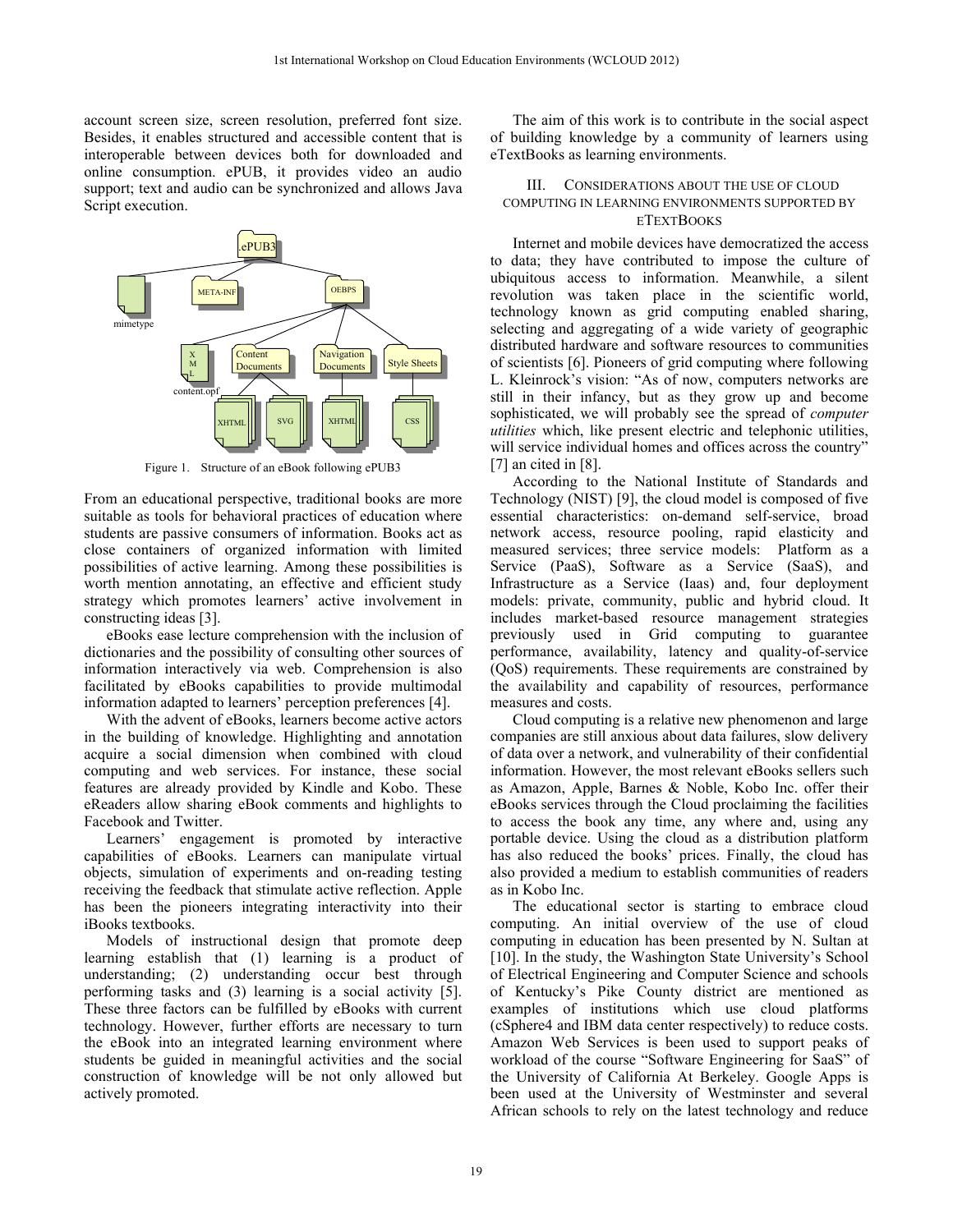account screen size, screen resolution, preferred font size. Besides, it enables structured and accessible content that is interoperable between devices both for downloaded and online consumption. ePUB, it provides video an audio support; text and audio can be synchronized and allows Java Script execution.

ePUB3

mimetype

META-INF

OEBPS

XML

content.opf

Content Documents

Navigation Documents

Style Sheets

XHTML

SVG

XHTML

CSS

Figure 1. Structure of an eBook following ePUB3

From an educational perspective, traditional books are more suitable as tools for behavioral practices of education where students are passive consumers of information. Books act as close containers of organized information with limited possibilities of active learning. Among these possibilities is worth mention annotating, an effective and efficient study strategy which promotes learners' active involvement in constructing ideas [3].

eBooks ease lecture comprehension with the inclusion of dictionaries and the possibility of consulting other sources of information interactively via web. Comprehension is also facilitated by eBooks capabilities to provide multimodal information adapted to learners' perception preferences [4].

With the advent of eBooks, learners become active actors in the building of knowledge. Highlighting and annotation acquire a social dimension when combined with cloud computing and web services. For instance, these social features are already provided by Kindle and Kobo. These eReaders allow sharing eBook comments and highlights to Facebook and Twitter.

Learners' engagement is promoted by interactive capabilities of eBooks. Learners can manipulate virtual objects, simulation of experiments and on-reading testing receiving the feedback that stimulate active reflection. Apple has been the pioneers integrating interactivity into their iBooks textbooks.

Models of instructional design that promote deep learning establish that (1) learning is a product of understanding; (2) understanding occur best through performing tasks and (3) learning is a social activity [5]. These three factors can be fulfilled by eBooks with current technology. However, further efforts are necessary to turn the eBook into an integrated learning environment where students be guided in meaningful activities and the social construction of knowledge will be not only allowed but actively promoted.

The aim of this work is to contribute in the social aspect of building knowledge by a community of learners using eTextBooks as learning environments.

## III. Considerations about the use of cloud computing in learning environments supported by eTextBooks

Internet and mobile devices have democratized the access to data; they have contributed to impose the culture of ubiquitous access to information. Meanwhile, a silent revolution was taken place in the scientific world, technology known as grid computing enabled sharing, selecting and aggregating of a wide variety of geographic distributed hardware and software resources to communities of scientists [6]. Pioneers of grid computing where following L. Kleinrock's vision: "As of now, computers networks are still in their infancy, but as they grow up and become sophisticated, we will probably see the spread of *computer utilities* which, like present electric and telephonic utilities, will service individual homes and offices across the country" [7] an cited in [8].

According to the National Institute of Standards and Technology (NIST) [9], the cloud model is composed of five essential characteristics: on-demand self-service, broad network access, resource pooling, rapid elasticity and measured services; three service models: Platform as a Service (PaaS), Software as a Service (SaaS), and Infrastructure as a Service (Iaas) and, four deployment models: private, community, public and hybrid cloud. It includes market-based resource management strategies previously used in Grid computing to guarantee performance, availability, latency and quality-of-service (QoS) requirements. These requirements are constrained by the availability and capability of resources, performance measures and costs.

Cloud computing is a relative new phenomenon and large companies are still anxious about data failures, slow delivery of data over a network, and vulnerability of their confidential information. However, the most relevant eBooks sellers such as Amazon, Apple, Barnes & Noble, Kobo Inc. offer their eBooks services through the Cloud proclaiming the facilities to access the book any time, any where and, using any portable device. Using the cloud as a distribution platform has also reduced the books' prices. Finally, the cloud has also provided a medium to establish communities of readers as in Kobo Inc.

The educational sector is starting to embrace cloud computing. An initial overview of the use of cloud computing in education has been presented by N. Sultan at [10]. In the study, the Washington State University's School of Electrical Engineering and Computer Science and schools of Kentucky's Pike County district are mentioned as examples of institutions which use cloud platforms (cSphere4 and IBM data center respectively) to reduce costs. Amazon Web Services is been used to support peaks of workload of the course "Software Engineering for SaaS" of the University of California At Berkeley. Google Apps is been used at the University of Westminster and several African schools to rely on the latest technology and reduce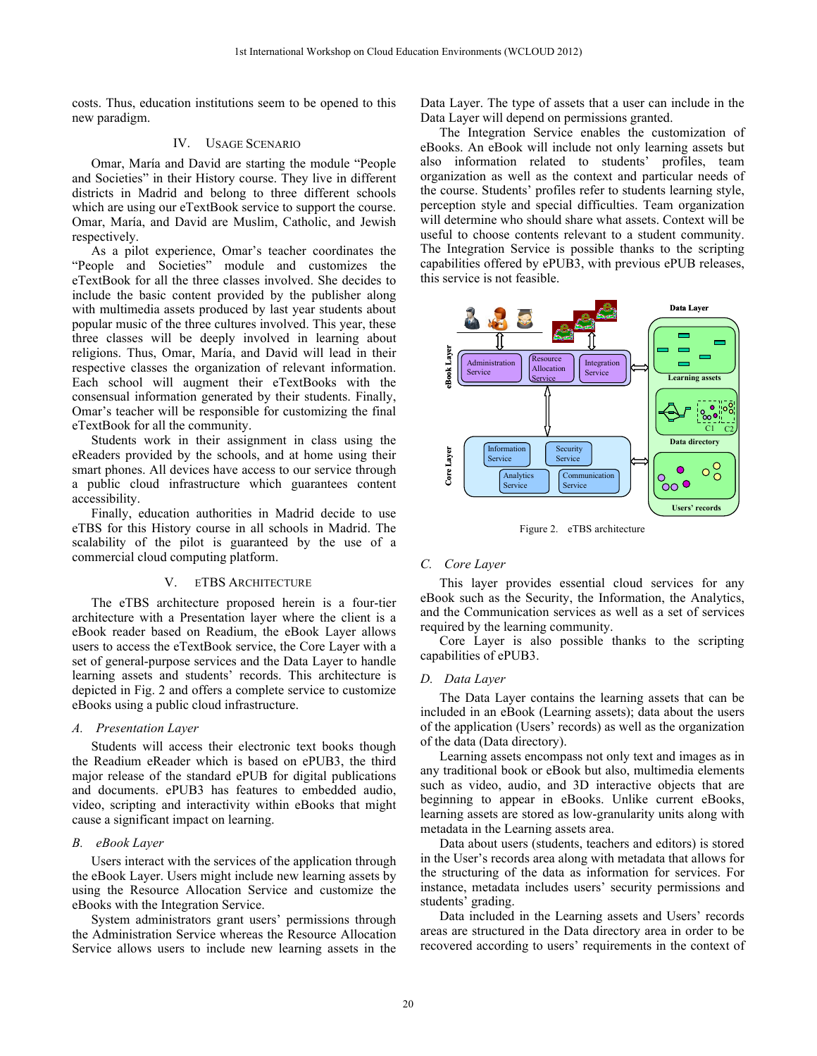costs. Thus, education institutions seem to be opened to this new paradigm.

## IV. Usage Scenario

Omar, María and David are starting the module "People and Societies" in their History course. They live in different districts in Madrid and belong to three different schools which are using our eTextBook service to support the course. Omar, María, and David are Muslim, Catholic, and Jewish respectively.

As a pilot experience, Omar's teacher coordinates the "People and Societies" module and customizes the eTextBook for all the three classes involved. She decides to include the basic content provided by the publisher along with multimedia assets produced by last year students about popular music of the three cultures involved. This year, these three classes will be deeply involved in learning about religions. Thus, Omar, María, and David will lead in their respective classes the organization of relevant information. Each school will augment their eTextBooks with the consensual information generated by their students. Finally, Omar's teacher will be responsible for customizing the final eTextBook for all the community.

Students work in their assignment in class using the eReaders provided by the schools, and at home using their smart phones. All devices have access to our service through a public cloud infrastructure which guarantees content accessibility.

Finally, education authorities in Madrid decide to use eTBS for this History course in all schools in Madrid. The scalability of the pilot is guaranteed by the use of a commercial cloud computing platform.

## V. eTBS Architecture

The eTBS architecture proposed herein is a four-tier architecture with a Presentation layer where the client is a eBook reader based on Readium, the eBook Layer allows users to access the eTextBook service, the Core Layer with a set of general-purpose services and the Data Layer to handle learning assets and students' records. This architecture is depicted in Fig. 2 and offers a complete service to customize eBooks using a public cloud infrastructure.

### *A. Presentation Layer*

Students will access their electronic text books though the Readium eReader which is based on ePUB3, the third major release of the standard ePUB for digital publications and documents. ePUB3 has features to embedded audio, video, scripting and interactivity within eBooks that might cause a significant impact on learning.

### *B. eBook Layer*

Users interact with the services of the application through the eBook Layer. Users might include new learning assets by using the Resource Allocation Service and customize the eBooks with the Integration Service.

System administrators grant users' permissions through the Administration Service whereas the Resource Allocation Service allows users to include new learning assets in the Data Layer. The type of assets that a user can include in the Data Layer will depend on permissions granted.

The Integration Service enables the customization of eBooks. An eBook will include not only learning assets but also information related to students' profiles, team organization as well as the context and particular needs of the course. Students' profiles refer to students learning style, perception style and special difficulties. Team organization will determine who should share what assets. Context will be useful to choose contents relevant to a student community. The Integration Service is possible thanks to the scripting capabilities offered by ePUB3, with previous ePUB releases, this service is not feasible.

eBook Layer
Administration Service
Resource Allocation Service
Integration Service
Core Layer
Information Service
Security Service
Analytics Service
Communication Service
Data Layer
Learning assets
C1
C2
Data directory
Users' records

Figure 2. eTBS architecture

### *C. Core Layer*

This layer provides essential cloud services for any eBook such as the Security, the Information, the Analytics, and the Communication services as well as a set of services required by the learning community.

Core Layer is also possible thanks to the scripting capabilities of ePUB3.

### *D. Data Layer*

The Data Layer contains the learning assets that can be included in an eBook (Learning assets); data about the users of the application (Users' records) as well as the organization of the data (Data directory).

Learning assets encompass not only text and images as in any traditional book or eBook but also, multimedia elements such as video, audio, and 3D interactive objects that are beginning to appear in eBooks. Unlike current eBooks, learning assets are stored as low-granularity units along with metadata in the Learning assets area.

Data about users (students, teachers and editors) is stored in the User's records area along with metadata that allows for the structuring of the data as information for services. For instance, metadata includes users' security permissions and students' grading.

Data included in the Learning assets and Users' records areas are structured in the Data directory area in order to be recovered according to users' requirements in the context of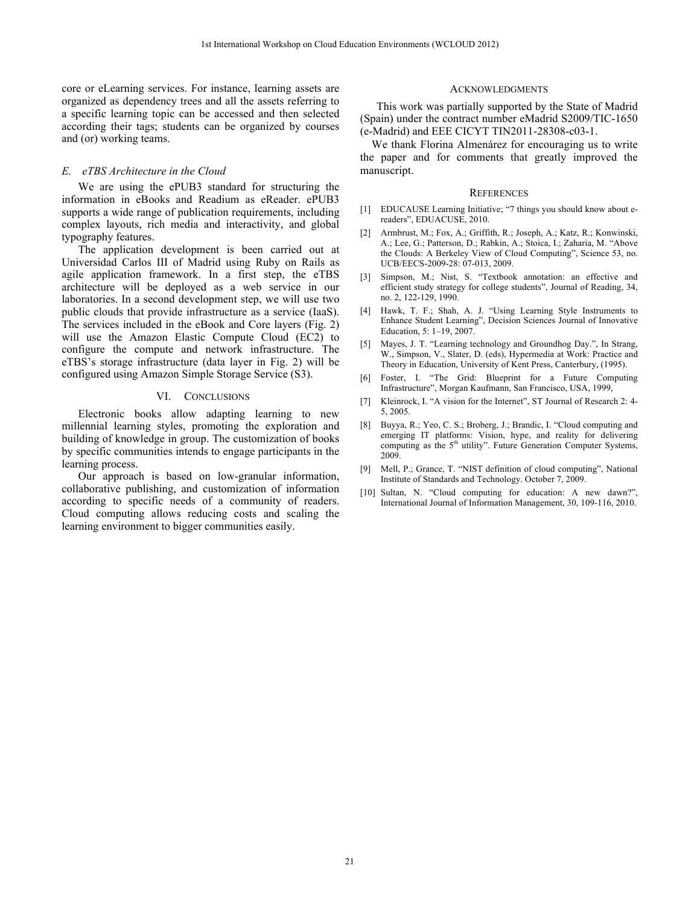core or eLearning services. For instance, learning assets are organized as dependency trees and all the assets referring to a specific learning topic can be accessed and then selected according their tags; students can be organized by courses and (or) working teams.

### *E. eTBS Architecture in the Cloud*

We are using the ePUB3 standard for structuring the information in eBooks and Readium as eReader. ePUB3 supports a wide range of publication requirements, including complex layouts, rich media and interactivity, and global typography features.

The application development is been carried out at Universidad Carlos III of Madrid using Ruby on Rails as agile application framework. In a first step, the eTBS architecture will be deployed as a web service in our laboratories. In a second development step, we will use two public clouds that provide infrastructure as a service (IaaS). The services included in the eBook and Core layers (Fig. 2) will use the Amazon Elastic Compute Cloud (EC2) to configure the compute and network infrastructure. The eTBS's storage infrastructure (data layer in Fig. 2) will be configured using Amazon Simple Storage Service (S3).

## VI. CONCLUSIONS

Electronic books allow adapting learning to new millennial learning styles, promoting the exploration and building of knowledge in group. The customization of books by specific communities intends to engage participants in the learning process.

Our approach is based on low-granular information, collaborative publishing, and customization of information according to specific needs of a community of readers. Cloud computing allows reducing costs and scaling the learning environment to bigger communities easily.

## ACKNOWLEDGMENTS

This work was partially supported by the State of Madrid (Spain) under the contract number eMadrid S2009/TIC-1650 (e-Madrid) and EEE CICYT TIN2011-28308-c03-1.

We thank Florina Almenárez for encouraging us to write the paper and for comments that greatly improved the manuscript.

## REFERENCES

[1] EDUCAUSE Learning Initiative; "7 things you should know about e-readers", EDUACUSE, 2010.

[2] Armbrust, M.; Fox, A.; Griffith, R.; Joseph, A.; Katz, R.; Konwinski, A.; Lee, G.; Patterson, D.; Rabkin, A.; Stoica, I.; Zaharia, M. "Above the Clouds: A Berkeley View of Cloud Computing", Science 53, no. UCB/EECS-2009-28: 07-013, 2009.

[3] Simpson, M.; Nist, S. "Textbook annotation: an effective and efficient study strategy for college students", Journal of Reading, 34, no. 2, 122-129, 1990.

[4] Hawk, T. F.; Shah, A. J. "Using Learning Style Instruments to Enhance Student Learning", Decision Sciences Journal of Innovative Education, 5: 1–19, 2007.

[5] Mayes, J. T. "Learning technology and Groundhog Day.", In Strang, W., Simpson, V., Slater, D. (eds), Hypermedia at Work: Practice and Theory in Education, University of Kent Press, Canterbury, (1995).

[6] Foster, I. "The Grid: Blueprint for a Future Computing Infrastructure", Morgan Kaufmann, San Francisco, USA, 1999,

[7] Kleinrock, I. "A vision for the Internet", ST Journal of Research 2: 4-5, 2005.

[8] Buyya, R.; Yeo, C. S.; Broberg, J.; Brandic, I. "Cloud computing and emerging IT platforms: Vision, hype, and reality for delivering computing as the 5th utility". Future Generation Computer Systems, 2009.

[9] Mell, P.; Grance, T. "NIST definition of cloud computing", National Institute of Standards and Technology. October 7, 2009.

[10] Sultan, N. "Cloud computing for education: A new dawn?", International Journal of Information Management, 30, 109-116, 2010.